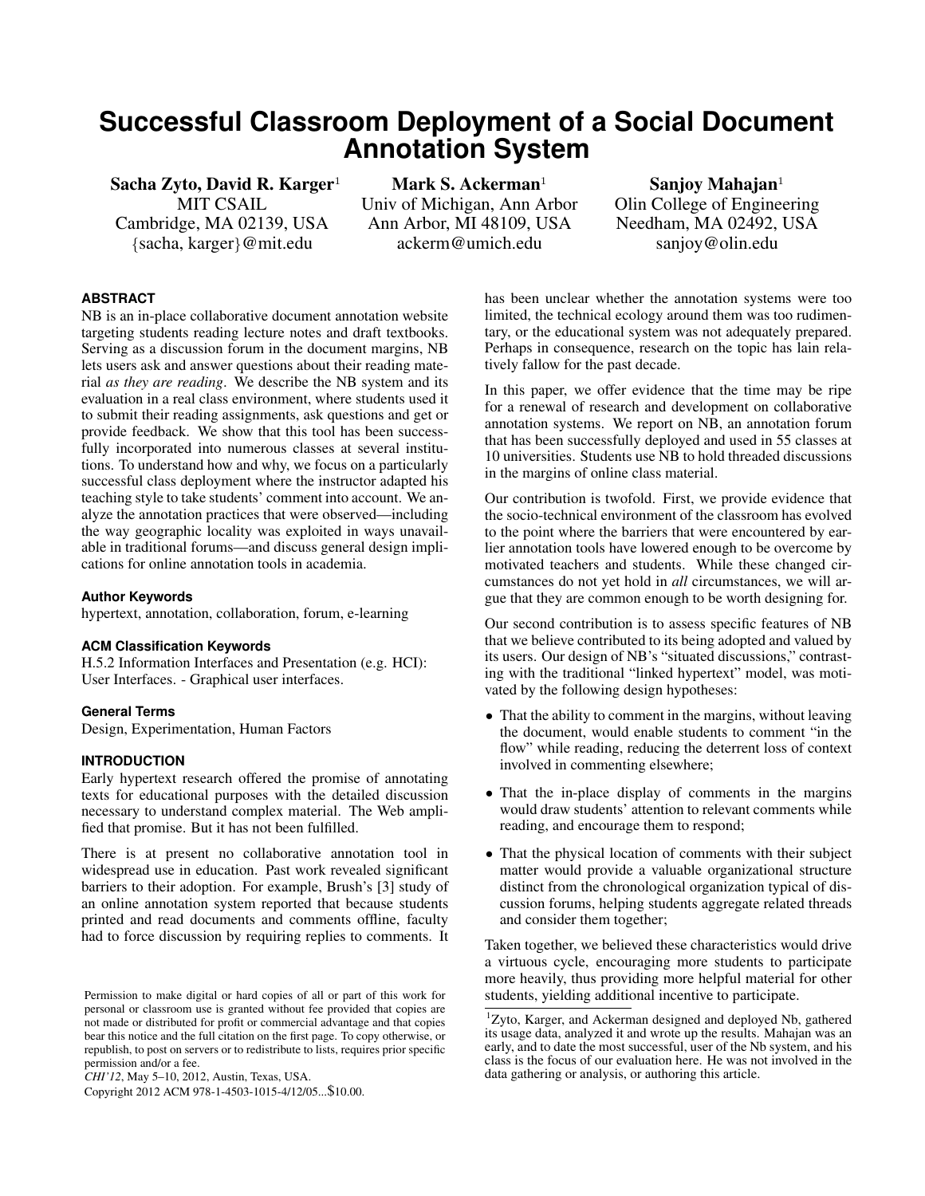# Successful Classroom Deployment of a Social Document Annotation System

**Sacha Zyto, David R. Karger**[1]
MIT CSAIL
Cambridge, MA 02139, USA
{sacha, karger}@mit.edu

**Mark S. Ackerman**[1]
Univ of Michigan, Ann Arbor
Ann Arbor, MI 48109, USA
ackerm@umich.edu

**Sanjoy Mahajan**[1]
Olin College of Engineering
Needham, MA 02492, USA
sanjoy@olin.edu

## ABSTRACT

NB is an in-place collaborative document annotation website targeting students reading lecture notes and draft textbooks. Serving as a discussion forum in the document margins, NB lets users ask and answer questions about their reading material *as they are reading*. We describe the NB system and its evaluation in a real class environment, where students used it to submit their reading assignments, ask questions and get or provide feedback. We show that this tool has been successfully incorporated into numerous classes at several institutions. To understand how and why, we focus on a particularly successful class deployment where the instructor adapted his teaching style to take students' comment into account. We analyze the annotation practices that were observed—including the way geographic locality was exploited in ways unavailable in traditional forums—and discuss general design implications for online annotation tools in academia.

### Author Keywords

hypertext, annotation, collaboration, forum, e-learning

### ACM Classification Keywords

H.5.2 Information Interfaces and Presentation (e.g. HCI): User Interfaces. - Graphical user interfaces.

### General Terms

Design, Experimentation, Human Factors

## INTRODUCTION

Early hypertext research offered the promise of annotating texts for educational purposes with the detailed discussion necessary to understand complex material. The Web amplified that promise. But it has not been fulfilled.

There is at present no collaborative annotation tool in widespread use in education. Past work revealed significant barriers to their adoption. For example, Brush's [3] study of an online annotation system reported that because students printed and read documents and comments offline, faculty had to force discussion by requiring replies to comments. It has been unclear whether the annotation systems were too limited, the technical ecology around them was too rudimentary, or the educational system was not adequately prepared. Perhaps in consequence, research on the topic has lain relatively fallow for the past decade.

In this paper, we offer evidence that the time may be ripe for a renewal of research and development on collaborative annotation systems. We report on NB, an annotation forum that has been successfully deployed and used in 55 classes at 10 universities. Students use NB to hold threaded discussions in the margins of online class material.

Our contribution is twofold. First, we provide evidence that the socio-technical environment of the classroom has evolved to the point where the barriers that were encountered by earlier annotation tools have lowered enough to be overcome by motivated teachers and students. While these changed circumstances do not yet hold in *all* circumstances, we will argue that they are common enough to be worth designing for.

Our second contribution is to assess specific features of NB that we believe contributed to its being adopted and valued by its users. Our design of NB's "situated discussions," contrasting with the traditional "linked hypertext" model, was motivated by the following design hypotheses:

- That the ability to comment in the margins, without leaving the document, would enable students to comment "in the flow" while reading, reducing the deterrent loss of context involved in commenting elsewhere;
- That the in-place display of comments in the margins would draw students' attention to relevant comments while reading, and encourage them to respond;
- That the physical location of comments with their subject matter would provide a valuable organizational structure distinct from the chronological organization typical of discussion forums, helping students aggregate related threads and consider them together;

Taken together, we believed these characteristics would drive a virtuous cycle, encouraging more students to participate more heavily, thus providing more helpful material for other students, yielding additional incentive to participate.

Permission to make digital or hard copies of all or part of this work for personal or classroom use is granted without fee provided that copies are not made or distributed for profit or commercial advantage and that copies bear this notice and the full citation on the first page. To copy otherwise, or republish, to post on servers or to redistribute to lists, requires prior specific permission and/or a fee.
*CHI'12*, May 5–10, 2012, Austin, Texas, USA.
Copyright 2012 ACM 978-1-4503-1015-4/12/05...$10.00.

[1]Zyto, Karger, and Ackerman designed and deployed Nb, gathered its usage data, analyzed it and wrote up the results. Mahajan was an early, and to date the most successful, user of the Nb system, and his class is the focus of our evaluation here. He was not involved in the data gathering or analysis, or authoring this article.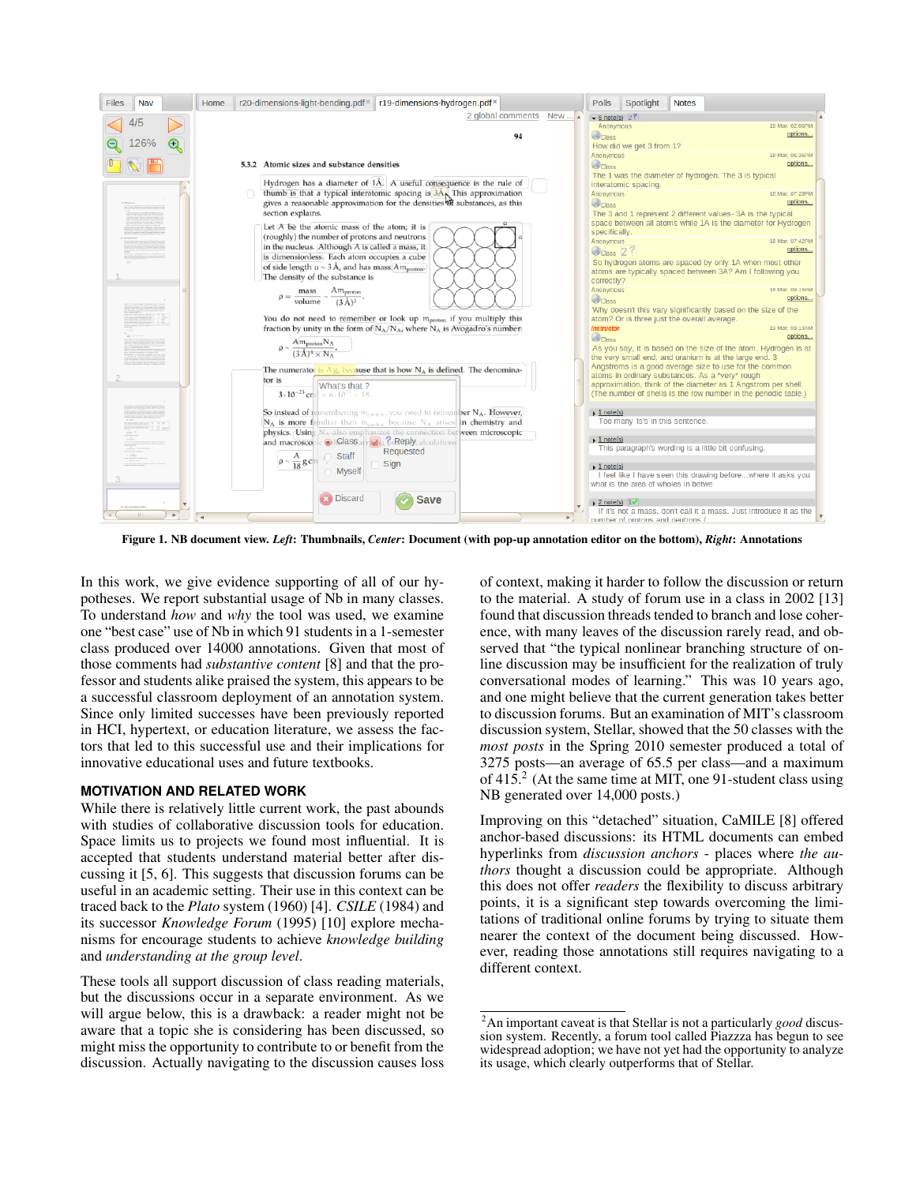Figure 1. NB document view. *Left*: Thumbnails, *Center*: Document (with pop-up annotation editor on the bottom), *Right*: Annotations

In this work, we give evidence supporting of all of our hypotheses. We report substantial usage of Nb in many classes. To understand *how* and *why* the tool was used, we examine one "best case" use of Nb in which 91 students in a 1-semester class produced over 14000 annotations. Given that most of those comments had *substantive content* [8] and that the professor and students alike praised the system, this appears to be a successful classroom deployment of an annotation system. Since only limited successes have been previously reported in HCI, hypertext, or education literature, we assess the factors that led to this successful use and their implications for innovative educational uses and future textbooks.

## MOTIVATION AND RELATED WORK

While there is relatively little current work, the past abounds with studies of collaborative discussion tools for education. Space limits us to projects we found most influential. It is accepted that students understand material better after discussing it [5, 6]. This suggests that discussion forums can be useful in an academic setting. Their use in this context can be traced back to the *Plato* system (1960) [4]. *CSILE* (1984) and its successor *Knowledge Forum* (1995) [10] explore mechanisms for encourage students to achieve *knowledge building* and *understanding at the group level*.

These tools all support discussion of class reading materials, but the discussions occur in a separate environment. As we will argue below, this is a drawback: a reader might not be aware that a topic she is considering has been discussed, so might miss the opportunity to contribute to or benefit from the discussion. Actually navigating to the discussion causes loss of context, making it harder to follow the discussion or return to the material. A study of forum use in a class in 2002 [13] found that discussion threads tended to branch and lose coherence, with many leaves of the discussion rarely read, and observed that "the typical nonlinear branching structure of online discussion may be insufficient for the realization of truly conversational modes of learning." This was 10 years ago, and one might believe that the current generation takes better to discussion forums. But an examination of MIT's classroom discussion system, Stellar, showed that the 50 classes with the *most posts* in the Spring 2010 semester produced a total of 3275 posts—an average of 65.5 per class—and a maximum of 415.[2] (At the same time at MIT, one 91-student class using NB generated over 14,000 posts.)

Improving on this "detached" situation, CaMILE [8] offered anchor-based discussions: its HTML documents can embed hyperlinks from *discussion anchors* - places where *the authors* thought a discussion could be appropriate. Although this does not offer *readers* the flexibility to discuss arbitrary points, it is a significant step towards overcoming the limitations of traditional online forums by trying to situate them nearer the context of the document being discussed. However, reading those annotations still requires navigating to a different context.

[2] An important caveat is that Stellar is not a particularly *good* discussion system. Recently, a forum tool called Piazzza has begun to see widespread adoption; we have not yet had the opportunity to analyze its usage, which clearly outperforms that of Stellar.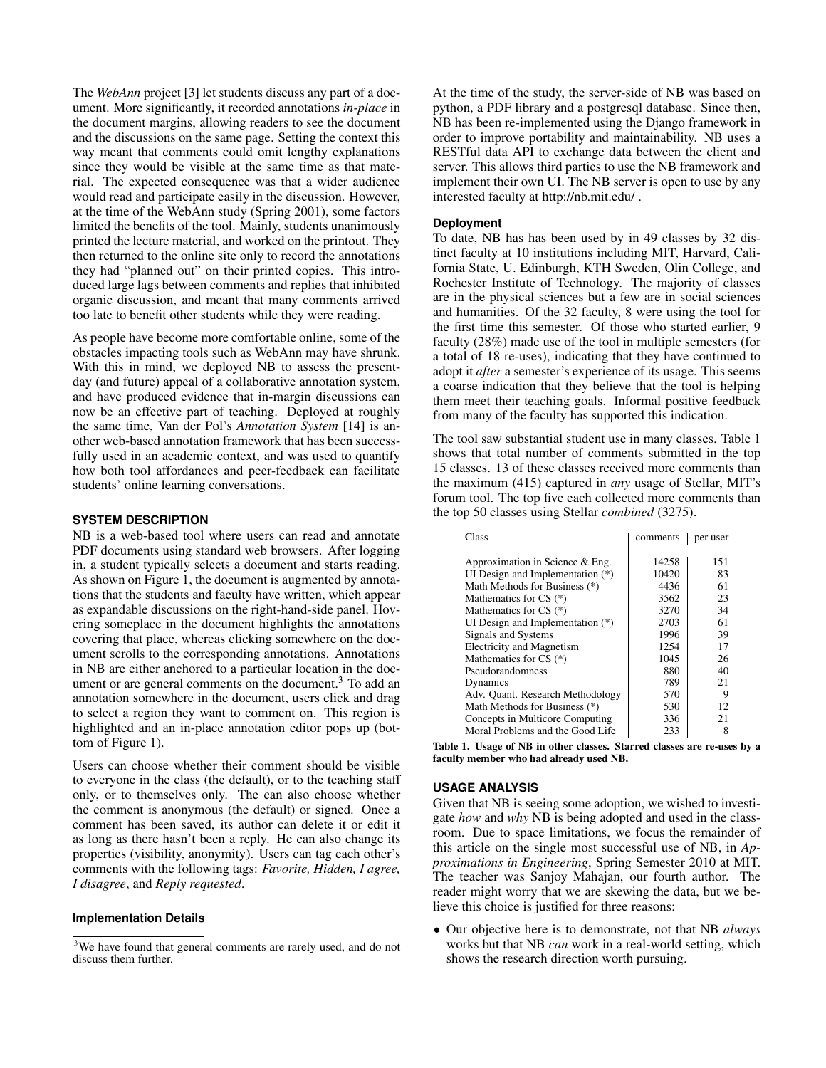The *WebAnn* project [3] let students discuss any part of a document. More significantly, it recorded annotations *in-place* in the document margins, allowing readers to see the document and the discussions on the same page. Setting the context this way meant that comments could omit lengthy explanations since they would be visible at the same time as that material. The expected consequence was that a wider audience would read and participate easily in the discussion. However, at the time of the WebAnn study (Spring 2001), some factors limited the benefits of the tool. Mainly, students unanimously printed the lecture material, and worked on the printout. They then returned to the online site only to record the annotations they had "planned out" on their printed copies. This introduced large lags between comments and replies that inhibited organic discussion, and meant that many comments arrived too late to benefit other students while they were reading.

As people have become more comfortable online, some of the obstacles impacting tools such as WebAnn may have shrunk. With this in mind, we deployed NB to assess the present-day (and future) appeal of a collaborative annotation system, and have produced evidence that in-margin discussions can now be an effective part of teaching. Deployed at roughly the same time, Van der Pol's *Annotation System* [14] is another web-based annotation framework that has been successfully used in an academic context, and was used to quantify how both tool affordances and peer-feedback can facilitate students' online learning conversations.

## SYSTEM DESCRIPTION

NB is a web-based tool where users can read and annotate PDF documents using standard web browsers. After logging in, a student typically selects a document and starts reading. As shown on Figure 1, the document is augmented by annotations that the students and faculty have written, which appear as expandable discussions on the right-hand-side panel. Hovering someplace in the document highlights the annotations covering that place, whereas clicking somewhere on the document scrolls to the corresponding annotations. Annotations in NB are either anchored to a particular location in the document or are general comments on the document.[3] To add an annotation somewhere in the document, users click and drag to select a region they want to comment on. This region is highlighted and an in-place annotation editor pops up (bottom of Figure 1).

Users can choose whether their comment should be visible to everyone in the class (the default), or to the teaching staff only, or to themselves only. The can also choose whether the comment is anonymous (the default) or signed. Once a comment has been saved, its author can delete it or edit it as long as there hasn't been a reply. He can also change its properties (visibility, anonymity). Users can tag each other's comments with the following tags: *Favorite, Hidden, I agree, I disagree*, and *Reply requested*.

### Implementation Details

At the time of the study, the server-side of NB was based on python, a PDF library and a postgresql database. Since then, NB has been re-implemented using the Django framework in order to improve portability and maintainability. NB uses a RESTful data API to exchange data between the client and server. This allows third parties to use the NB framework and implement their own UI. The NB server is open to use by any interested faculty at http://nb.mit.edu/ .

### Deployment

To date, NB has has been used by in 49 classes by 32 distinct faculty at 10 institutions including MIT, Harvard, California State, U. Edinburgh, KTH Sweden, Olin College, and Rochester Institute of Technology. The majority of classes are in the physical sciences but a few are in social sciences and humanities. Of the 32 faculty, 8 were using the tool for the first time this semester. Of those who started earlier, 9 faculty (28%) made use of the tool in multiple semesters (for a total of 18 re-uses), indicating that they have continued to adopt it *after* a semester's experience of its usage. This seems a coarse indication that they believe that the tool is helping them meet their teaching goals. Informal positive feedback from many of the faculty has supported this indication.

The tool saw substantial student use in many classes. Table 1 shows that total number of comments submitted in the top 15 classes. 13 of these classes received more comments than the maximum (415) captured in *any* usage of Stellar, MIT's forum tool. The top five each collected more comments than the top 50 classes using Stellar *combined* (3275).

| Class | comments | per user |
|---|---|---|
| Approximation in Science & Eng. | 14258 | 151 |
| UI Design and Implementation (*) | 10420 | 83 |
| Math Methods for Business (*) | 4436 | 61 |
| Mathematics for CS (*) | 3562 | 23 |
| Mathematics for CS (*) | 3270 | 34 |
| UI Design and Implementation (*) | 2703 | 61 |
| Signals and Systems | 1996 | 39 |
| Electricity and Magnetism | 1254 | 17 |
| Mathematics for CS (*) | 1045 | 26 |
| Pseudorandomness | 880 | 40 |
| Dynamics | 789 | 21 |
| Adv. Quant. Research Methodology | 570 | 9 |
| Math Methods for Business (*) | 530 | 12 |
| Concepts in Multicore Computing | 336 | 21 |
| Moral Problems and the Good Life | 233 | 8 |

**Table 1. Usage of NB in other classes. Starred classes are re-uses by a faculty member who had already used NB.**

## USAGE ANALYSIS

Given that NB is seeing some adoption, we wished to investigate *how* and *why* NB is being adopted and used in the classroom. Due to space limitations, we focus the remainder of this article on the single most successful use of NB, in *Approximations in Engineering*, Spring Semester 2010 at MIT. The teacher was Sanjoy Mahajan, our fourth author. The reader might worry that we are skewing the data, but we believe this choice is justified for three reasons:

- Our objective here is to demonstrate, not that NB *always* works but that NB *can* work in a real-world setting, which shows the research direction worth pursuing.

[3] We have found that general comments are rarely used, and do not discuss them further.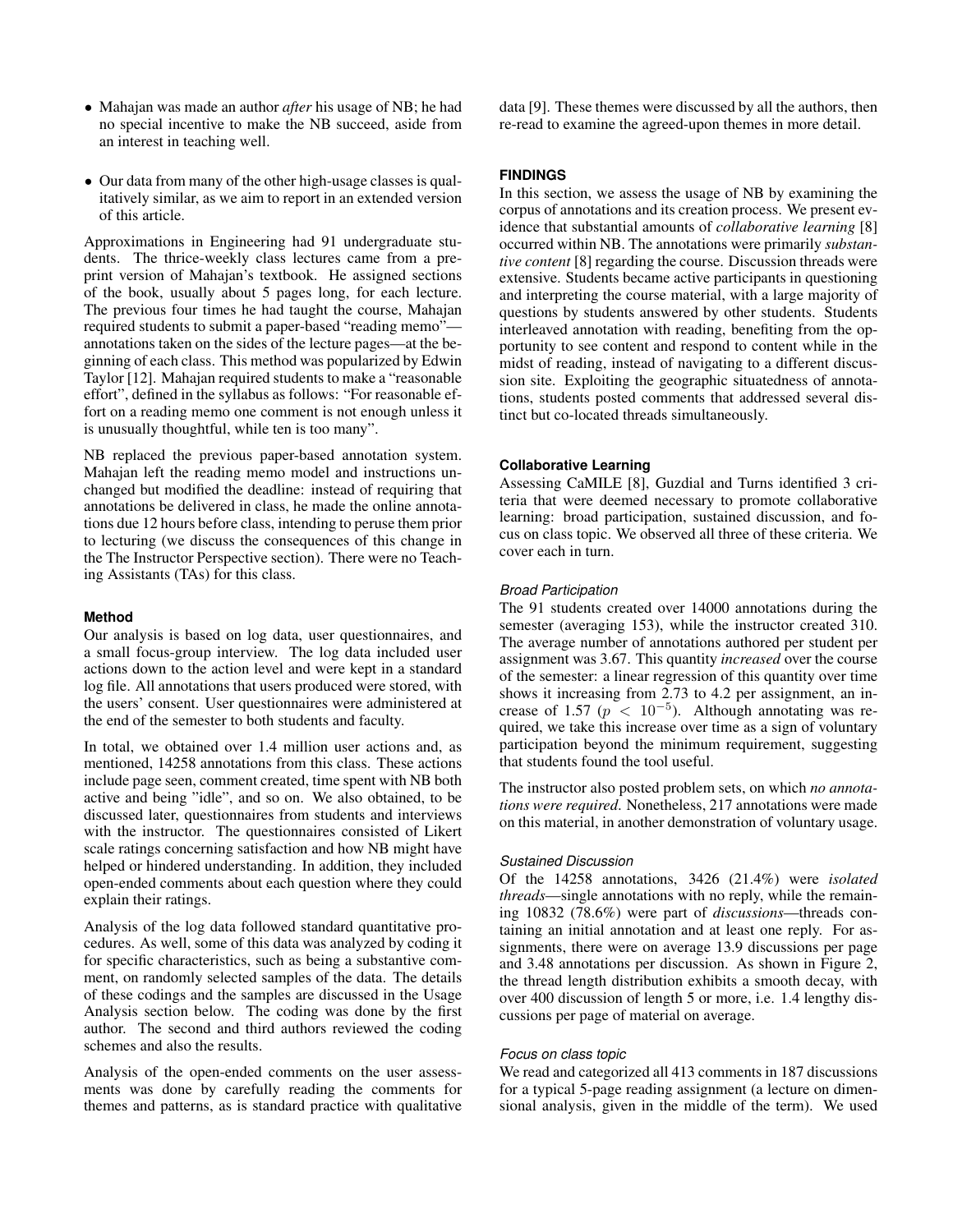- Mahajan was made an author *after* his usage of NB; he had no special incentive to make the NB succeed, aside from an interest in teaching well.

- Our data from many of the other high-usage classes is qualitatively similar, as we aim to report in an extended version of this article.

Approximations in Engineering had 91 undergraduate students. The thrice-weekly class lectures came from a preprint version of Mahajan's textbook. He assigned sections of the book, usually about 5 pages long, for each lecture. The previous four times he had taught the course, Mahajan required students to submit a paper-based "reading memo"—annotations taken on the sides of the lecture pages—at the beginning of each class. This method was popularized by Edwin Taylor [12]. Mahajan required students to make a "reasonable effort", defined in the syllabus as follows: "For reasonable effort on a reading memo one comment is not enough unless it is unusually thoughtful, while ten is too many".

NB replaced the previous paper-based annotation system. Mahajan left the reading memo model and instructions unchanged but modified the deadline: instead of requiring that annotations be delivered in class, he made the online annotations due 12 hours before class, intending to peruse them prior to lecturing (we discuss the consequences of this change in the The Instructor Perspective section). There were no Teaching Assistants (TAs) for this class.

### Method

Our analysis is based on log data, user questionnaires, and a small focus-group interview. The log data included user actions down to the action level and were kept in a standard log file. All annotations that users produced were stored, with the users' consent. User questionnaires were administered at the end of the semester to both students and faculty.

In total, we obtained over 1.4 million user actions and, as mentioned, 14258 annotations from this class. These actions include page seen, comment created, time spent with NB both active and being "idle", and so on. We also obtained, to be discussed later, questionnaires from students and interviews with the instructor. The questionnaires consisted of Likert scale ratings concerning satisfaction and how NB might have helped or hindered understanding. In addition, they included open-ended comments about each question where they could explain their ratings.

Analysis of the log data followed standard quantitative procedures. As well, some of this data was analyzed by coding it for specific characteristics, such as being a substantive comment, on randomly selected samples of the data. The details of these codings and the samples are discussed in the Usage Analysis section below. The coding was done by the first author. The second and third authors reviewed the coding schemes and also the results.

Analysis of the open-ended comments on the user assessments was done by carefully reading the comments for themes and patterns, as is standard practice with qualitative data [9]. These themes were discussed by all the authors, then re-read to examine the agreed-upon themes in more detail.

## FINDINGS

In this section, we assess the usage of NB by examining the corpus of annotations and its creation process. We present evidence that substantial amounts of *collaborative learning* [8] occurred within NB. The annotations were primarily *substantive content* [8] regarding the course. Discussion threads were extensive. Students became active participants in questioning and interpreting the course material, with a large majority of questions by students answered by other students. Students interleaved annotation with reading, benefiting from the opportunity to see content and respond to content while in the midst of reading, instead of navigating to a different discussion site. Exploiting the geographic situatedness of annotations, students posted comments that addressed several distinct but co-located threads simultaneously.

### Collaborative Learning

Assessing CaMILE [8], Guzdial and Turns identified 3 criteria that were deemed necessary to promote collaborative learning: broad participation, sustained discussion, and focus on class topic. We observed all three of these criteria. We cover each in turn.

#### *Broad Participation*

The 91 students created over 14000 annotations during the semester (averaging 153), while the instructor created 310. The average number of annotations authored per student per assignment was 3.67. This quantity *increased* over the course of the semester: a linear regression of this quantity over time shows it increasing from 2.73 to 4.2 per assignment, an increase of 1.57 ($p < 10^{-5}$). Although annotating was required, we take this increase over time as a sign of voluntary participation beyond the minimum requirement, suggesting that students found the tool useful.

The instructor also posted problem sets, on which *no annotations were required*. Nonetheless, 217 annotations were made on this material, in another demonstration of voluntary usage.

#### *Sustained Discussion*

Of the 14258 annotations, 3426 (21.4%) were *isolated threads*—single annotations with no reply, while the remaining 10832 (78.6%) were part of *discussions*—threads containing an initial annotation and at least one reply. For assignments, there were on average 13.9 discussions per page and 3.48 annotations per discussion. As shown in Figure 2, the thread length distribution exhibits a smooth decay, with over 400 discussion of length 5 or more, i.e. 1.4 lengthy discussions per page of material on average.

#### *Focus on class topic*

We read and categorized all 413 comments in 187 discussions for a typical 5-page reading assignment (a lecture on dimensional analysis, given in the middle of the term). We used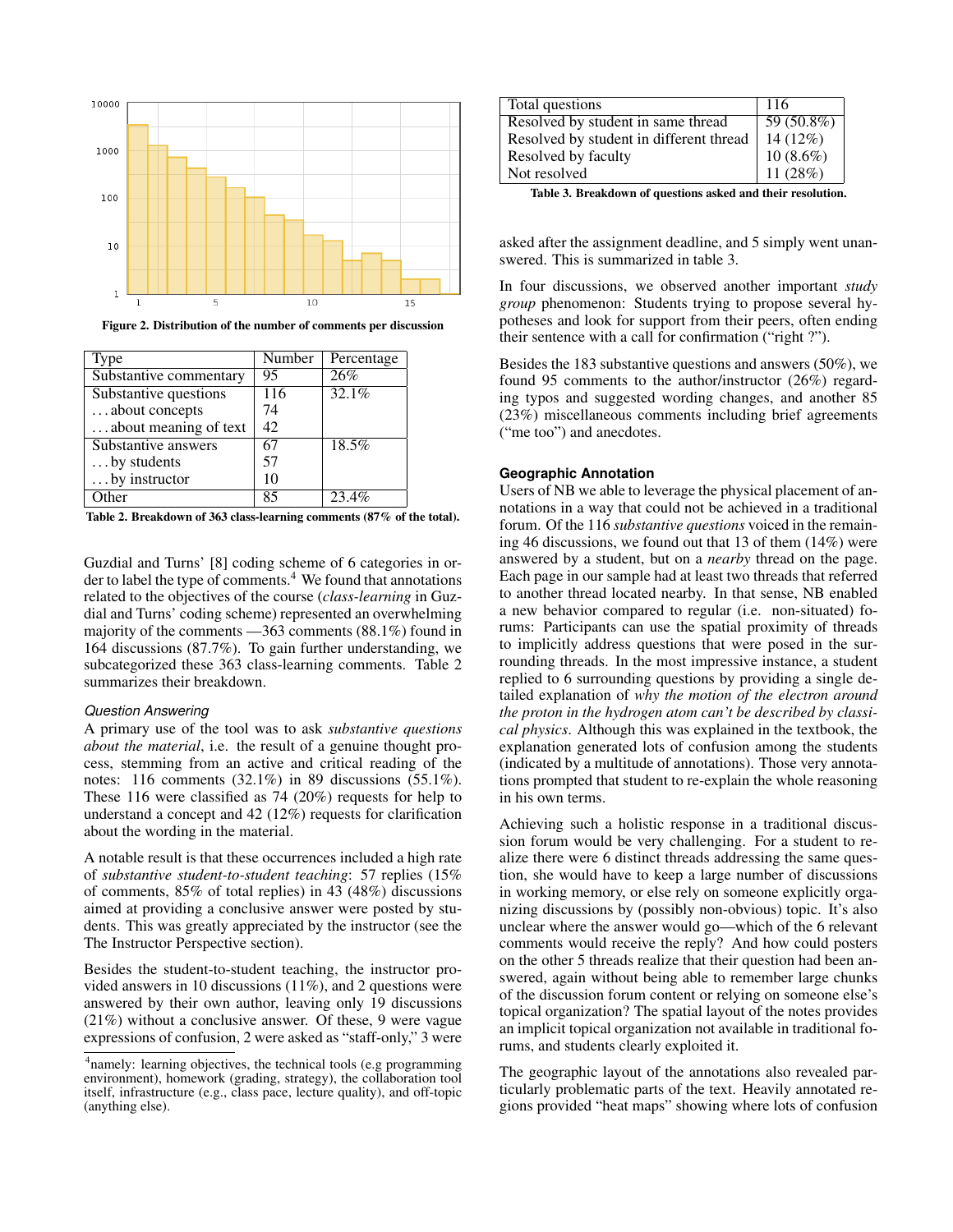Figure 2. Distribution of the number of comments per discussion

| Type | Number | Percentage |
|---|---|---|
| Substantive commentary | 95 | 26% |
| Substantive questions | 116 | 32.1% |
| ...about concepts | 74 | |
| ...about meaning of text | 42 | |
| Substantive answers | 67 | 18.5% |
| ...by students | 57 | |
| ...by instructor | 10 | |
| Other | 85 | 23.4% |

Table 2. Breakdown of 363 class-learning comments (87% of the total).

Guzdial and Turns' [8] coding scheme of 6 categories in order to label the type of comments.[4] We found that annotations related to the objectives of the course (*class-learning* in Guzdial and Turns' coding scheme) represented an overwhelming majority of the comments —363 comments (88.1%) found in 164 discussions (87.7%). To gain further understanding, we subcategorized these 363 class-learning comments. Table 2 summarizes their breakdown.

### Question Answering

A primary use of the tool was to ask *substantive questions about the material*, i.e. the result of a genuine thought process, stemming from an active and critical reading of the notes: 116 comments (32.1%) in 89 discussions (55.1%). These 116 were classified as 74 (20%) requests for help to understand a concept and 42 (12%) requests for clarification about the wording in the material.

A notable result is that these occurrences included a high rate of *substantive student-to-student teaching*: 57 replies (15% of comments, 85% of total replies) in 43 (48%) discussions aimed at providing a conclusive answer were posted by students. This was greatly appreciated by the instructor (see the The Instructor Perspective section).

Besides the student-to-student teaching, the instructor provided answers in 10 discussions (11%), and 2 questions were answered by their own author, leaving only 19 discussions (21%) without a conclusive answer. Of these, 9 were vague expressions of confusion, 2 were asked as "staff-only," 3 were asked after the assignment deadline, and 5 simply went unanswered. This is summarized in table 3.

| Total questions | 116 |
|---|---|
| Resolved by student in same thread | 59 (50.8%) |
| Resolved by student in different thread | 14 (12%) |
| Resolved by faculty | 10 (8.6%) |
| Not resolved | 11 (28%) |

Table 3. Breakdown of questions asked and their resolution.

In four discussions, we observed another important *study group* phenomenon: Students trying to propose several hypotheses and look for support from their peers, often ending their sentence with a call for confirmation ("right ?").

Besides the 183 substantive questions and answers (50%), we found 95 comments to the author/instructor (26%) regarding typos and suggested wording changes, and another 85 (23%) miscellaneous comments including brief agreements ("me too") and anecdotes.

### Geographic Annotation

Users of NB we able to leverage the physical placement of annotations in a way that could not be achieved in a traditional forum. Of the 116 *substantive questions* voiced in the remaining 46 discussions, we found out that 13 of them (14%) were answered by a student, but on a *nearby* thread on the page. Each page in our sample had at least two threads that referred to another thread located nearby. In that sense, NB enabled a new behavior compared to regular (i.e. non-situated) forums: Participants can use the spatial proximity of threads to implicitly address questions that were posed in the surrounding threads. In the most impressive instance, a student replied to 6 surrounding questions by providing a single detailed explanation of *why the motion of the electron around the proton in the hydrogen atom can't be described by classical physics*. Although this was explained in the textbook, the explanation generated lots of confusion among the students (indicated by a multitude of annotations). Those very annotations prompted that student to re-explain the whole reasoning in his own terms.

Achieving such a holistic response in a traditional discussion forum would be very challenging. For a student to realize there were 6 distinct threads addressing the same question, she would have to keep a large number of discussions in working memory, or else rely on someone explicitly organizing discussions by (possibly non-obvious) topic. It's also unclear where the answer would go—which of the 6 relevant comments would receive the reply? And how could posters on the other 5 threads realize that their question had been answered, again without being able to remember large chunks of the discussion forum content or relying on someone else's topical organization? The spatial layout of the notes provides an implicit topical organization not available in traditional forums, and students clearly exploited it.

The geographic layout of the annotations also revealed particularly problematic parts of the text. Heavily annotated regions provided "heat maps" showing where lots of confusion

[4] namely: learning objectives, the technical tools (e.g programming environment), homework (grading, strategy), the collaboration tool itself, infrastructure (e.g., class pace, lecture quality), and off-topic (anything else).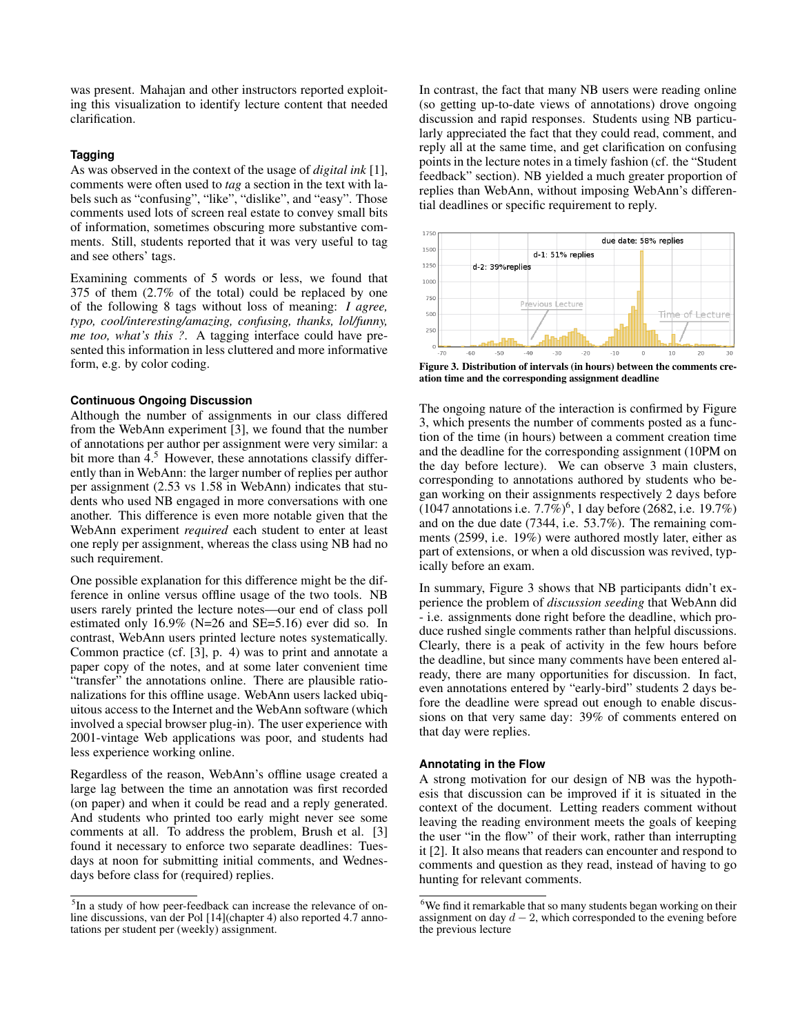was present. Mahajan and other instructors reported exploiting this visualization to identify lecture content that needed clarification.

### Tagging

As was observed in the context of the usage of *digital ink* [1], comments were often used to *tag* a section in the text with labels such as "confusing", "like", "dislike", and "easy". Those comments used lots of screen real estate to convey small bits of information, sometimes obscuring more substantive comments. Still, students reported that it was very useful to tag and see others' tags.

Examining comments of 5 words or less, we found that 375 of them (2.7% of the total) could be replaced by one of the following 8 tags without loss of meaning: *I agree, typo, cool/interesting/amazing, confusing, thanks, lol/funny, me too, what's this ?*. A tagging interface could have presented this information in less cluttered and more informative form, e.g. by color coding.

### Continuous Ongoing Discussion

Although the number of assignments in our class differed from the WebAnn experiment [3], we found that the number of annotations per author per assignment were very similar: a bit more than 4.[5] However, these annotations classify differently than in WebAnn: the larger number of replies per author per assignment (2.53 vs 1.58 in WebAnn) indicates that students who used NB engaged in more conversations with one another. This difference is even more notable given that the WebAnn experiment *required* each student to enter at least one reply per assignment, whereas the class using NB had no such requirement.

One possible explanation for this difference might be the difference in online versus offline usage of the two tools. NB users rarely printed the lecture notes—our end of class poll estimated only 16.9% (N=26 and SE=5.16) ever did so. In contrast, WebAnn users printed lecture notes systematically. Common practice (cf. [3], p. 4) was to print and annotate a paper copy of the notes, and at some later convenient time "transfer" the annotations online. There are plausible rationalizations for this offline usage. WebAnn users lacked ubiquitous access to the Internet and the WebAnn software (which involved a special browser plug-in). The user experience with 2001-vintage Web applications was poor, and students had less experience working online.

Regardless of the reason, WebAnn's offline usage created a large lag between the time an annotation was first recorded (on paper) and when it could be read and a reply generated. And students who printed too early might never see some comments at all. To address the problem, Brush et al. [3] found it necessary to enforce two separate deadlines: Tuesdays at noon for submitting initial comments, and Wednesdays before class for (required) replies.

[5] In a study of how peer-feedback can increase the relevance of online discussions, van der Pol [14](chapter 4) also reported 4.7 annotations per student per (weekly) assignment.

In contrast, the fact that many NB users were reading online (so getting up-to-date views of annotations) drove ongoing discussion and rapid responses. Students using NB particularly appreciated the fact that they could read, comment, and reply all at the same time, and get clarification on confusing points in the lecture notes in a timely fashion (cf. the "Student feedback" section). NB yielded a much greater proportion of replies than WebAnn, without imposing WebAnn's differential deadlines or specific requirement to reply.

**Figure 3. Distribution of intervals (in hours) between the comments creation time and the corresponding assignment deadline**

The ongoing nature of the interaction is confirmed by Figure 3, which presents the number of comments posted as a function of the time (in hours) between a comment creation time and the deadline for the corresponding assignment (10PM on the day before lecture). We can observe 3 main clusters, corresponding to annotations authored by students who began working on their assignments respectively 2 days before (1047 annotations i.e. 7.7%)[6], 1 day before (2682, i.e. 19.7%) and on the due date (7344, i.e. 53.7%). The remaining comments (2599, i.e. 19%) were authored mostly later, either as part of extensions, or when a old discussion was revived, typically before an exam.

In summary, Figure 3 shows that NB participants didn't experience the problem of *discussion seeding* that WebAnn did - i.e. assignments done right before the deadline, which produce rushed single comments rather than helpful discussions. Clearly, there is a peak of activity in the few hours before the deadline, but since many comments have been entered already, there are many opportunities for discussion. In fact, even annotations entered by "early-bird" students 2 days before the deadline were spread out enough to enable discussions on that very same day: 39% of comments entered on that day were replies.

### Annotating in the Flow

A strong motivation for our design of NB was the hypothesis that discussion can be improved if it is situated in the context of the document. Letting readers comment without leaving the reading environment meets the goals of keeping the user "in the flow" of their work, rather than interrupting it [2]. It also means that readers can encounter and respond to comments and question as they read, instead of having to go hunting for relevant comments.

[6] We find it remarkable that so many students began working on their assignment on day $d-2$, which corresponded to the evening before the previous lecture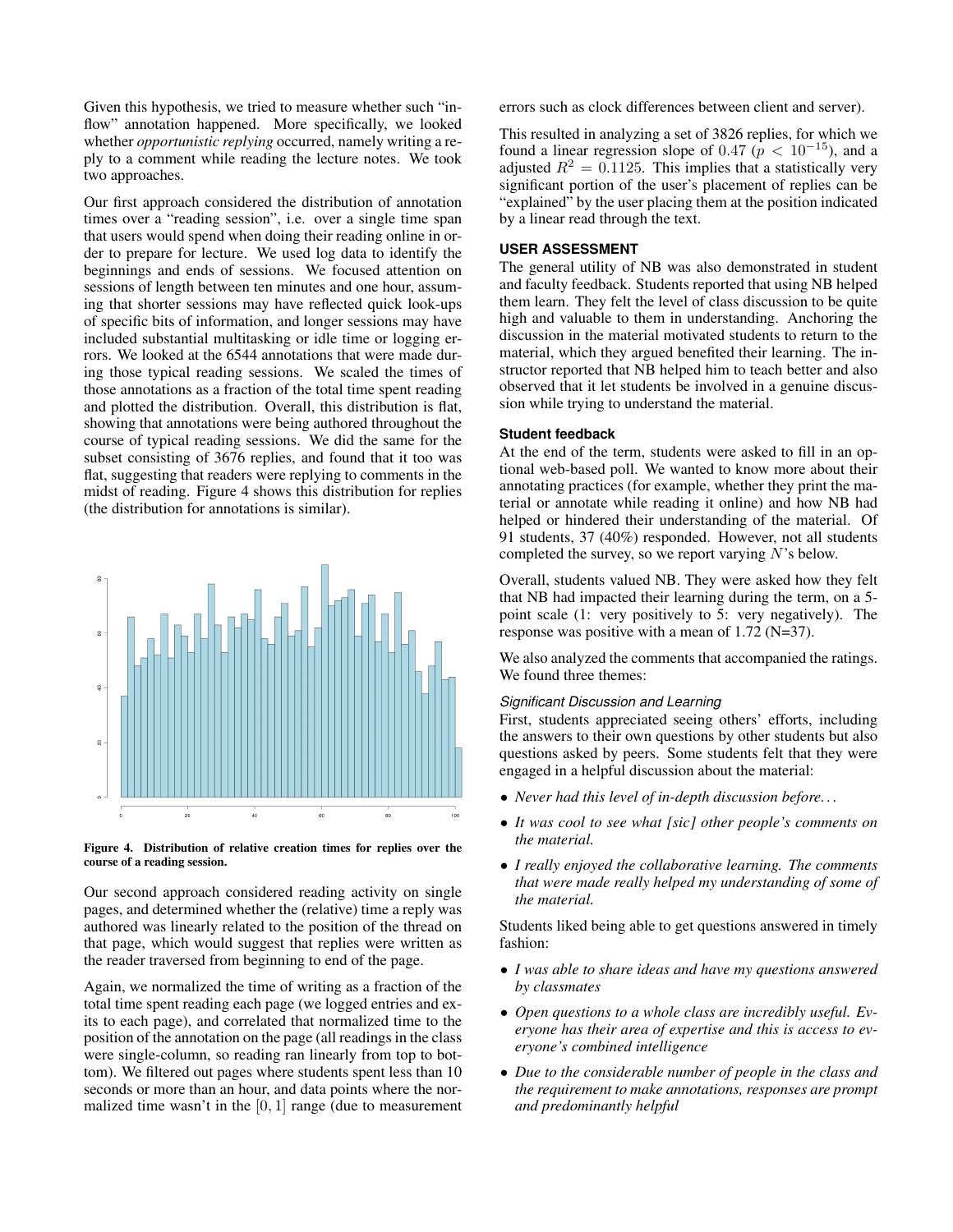Given this hypothesis, we tried to measure whether such "in-flow" annotation happened. More specifically, we looked whether *opportunistic replying* occurred, namely writing a reply to a comment while reading the lecture notes. We took two approaches.

Our first approach considered the distribution of annotation times over a "reading session", i.e. over a single time span that users would spend when doing their reading online in order to prepare for lecture. We used log data to identify the beginnings and ends of sessions. We focused attention on sessions of length between ten minutes and one hour, assuming that shorter sessions may have reflected quick look-ups of specific bits of information, and longer sessions may have included substantial multitasking or idle time or logging errors. We looked at the 6544 annotations that were made during those typical reading sessions. We scaled the times of those annotations as a fraction of the total time spent reading and plotted the distribution. Overall, this distribution is flat, showing that annotations were being authored throughout the course of typical reading sessions. We did the same for the subset consisting of 3676 replies, and found that it too was flat, suggesting that readers were replying to comments in the midst of reading. Figure 4 shows this distribution for replies (the distribution for annotations is similar).

**Figure 4. Distribution of relative creation times for replies over the course of a reading session.**

Our second approach considered reading activity on single pages, and determined whether the (relative) time a reply was authored was linearly related to the position of the thread on that page, which would suggest that replies were written as the reader traversed from beginning to end of the page.

Again, we normalized the time of writing as a fraction of the total time spent reading each page (we logged entries and exits to each page), and correlated that normalized time to the position of the annotation on the page (all readings in the class were single-column, so reading ran linearly from top to bottom). We filtered out pages where students spent less than 10 seconds or more than an hour, and data points where the normalized time wasn't in the $[0, 1]$ range (due to measurement errors such as clock differences between client and server).

This resulted in analyzing a set of 3826 replies, for which we found a linear regression slope of 0.47 ($p < 10^{-15}$), and a adjusted $R^2 = 0.1125$. This implies that a statistically very significant portion of the user's placement of replies can be "explained" by the user placing them at the position indicated by a linear read through the text.

## USER ASSESSMENT

The general utility of NB was also demonstrated in student and faculty feedback. Students reported that using NB helped them learn. They felt the level of class discussion to be quite high and valuable to them in understanding. Anchoring the discussion in the material motivated students to return to the material, which they argued benefited their learning. The instructor reported that NB helped him to teach better and also observed that it let students be involved in a genuine discussion while trying to understand the material.

### Student feedback

At the end of the term, students were asked to fill in an optional web-based poll. We wanted to know more about their annotating practices (for example, whether they print the material or annotate while reading it online) and how NB had helped or hindered their understanding of the material. Of 91 students, 37 (40%) responded. However, not all students completed the survey, so we report varying $N$'s below.

Overall, students valued NB. They were asked how they felt that NB had impacted their learning during the term, on a 5-point scale (1: very positively to 5: very negatively). The response was positive with a mean of 1.72 (N=37).

We also analyzed the comments that accompanied the ratings. We found three themes:

#### *Significant Discussion and Learning*

First, students appreciated seeing others' efforts, including the answers to their own questions by other students but also questions asked by peers. Some students felt that they were engaged in a helpful discussion about the material:

- *Never had this level of in-depth discussion before...*
- *It was cool to see what [sic] other people's comments on the material.*
- *I really enjoyed the collaborative learning. The comments that were made really helped my understanding of some of the material.*

Students liked being able to get questions answered in timely fashion:

- *I was able to share ideas and have my questions answered by classmates*
- *Open questions to a whole class are incredibly useful. Everyone has their area of expertise and this is access to everyone's combined intelligence*
- *Due to the considerable number of people in the class and the requirement to make annotations, responses are prompt and predominantly helpful*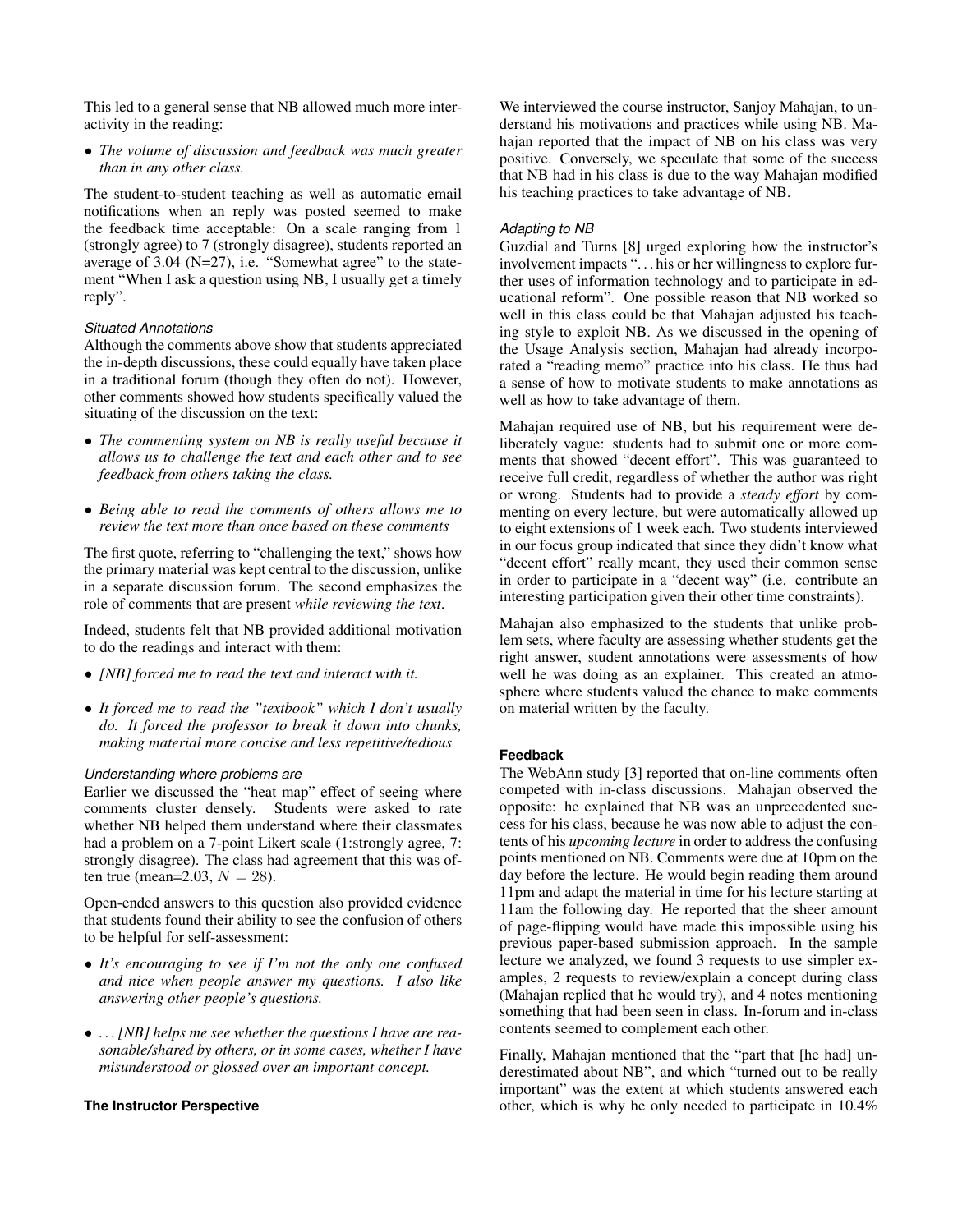This led to a general sense that NB allowed much more interactivity in the reading:

- *The volume of discussion and feedback was much greater than in any other class.*

The student-to-student teaching as well as automatic email notifications when an reply was posted seemed to make the feedback time acceptable: On a scale ranging from 1 (strongly agree) to 7 (strongly disagree), students reported an average of 3.04 (N=27), i.e. "Somewhat agree" to the statement "When I ask a question using NB, I usually get a timely reply".

#### *Situated Annotations*

Although the comments above show that students appreciated the in-depth discussions, these could equally have taken place in a traditional forum (though they often do not). However, other comments showed how students specifically valued the situating of the discussion on the text:

- *The commenting system on NB is really useful because it allows us to challenge the text and each other and to see feedback from others taking the class.*
- *Being able to read the comments of others allows me to review the text more than once based on these comments*

The first quote, referring to "challenging the text," shows how the primary material was kept central to the discussion, unlike in a separate discussion forum. The second emphasizes the role of comments that are present *while reviewing the text*.

Indeed, students felt that NB provided additional motivation to do the readings and interact with them:

- *[NB] forced me to read the text and interact with it.*
- *It forced me to read the "textbook" which I don't usually do. It forced the professor to break it down into chunks, making material more concise and less repetitive/tedious*

#### *Understanding where problems are*

Earlier we discussed the "heat map" effect of seeing where comments cluster densely. Students were asked to rate whether NB helped them understand where their classmates had a problem on a 7-point Likert scale (1:strongly agree, 7: strongly disagree). The class had agreement that this was often true (mean=2.03, $N = 28$).

Open-ended answers to this question also provided evidence that students found their ability to see the confusion of others to be helpful for self-assessment:

- *It's encouraging to see if I'm not the only one confused and nice when people answer my questions. I also like answering other people's questions.*
- *... [NB] helps me see whether the questions I have are reasonable/shared by others, or in some cases, whether I have misunderstood or glossed over an important concept.*

### The Instructor Perspective

We interviewed the course instructor, Sanjoy Mahajan, to understand his motivations and practices while using NB. Mahajan reported that the impact of NB on his class was very positive. Conversely, we speculate that some of the success that NB had in his class is due to the way Mahajan modified his teaching practices to take advantage of NB.

#### *Adapting to NB*

Guzdial and Turns [8] urged exploring how the instructor's involvement impacts "... his or her willingness to explore further uses of information technology and to participate in educational reform". One possible reason that NB worked so well in this class could be that Mahajan adjusted his teaching style to exploit NB. As we discussed in the opening of the Usage Analysis section, Mahajan had already incorporated a "reading memo" practice into his class. He thus had a sense of how to motivate students to make annotations as well as how to take advantage of them.

Mahajan required use of NB, but his requirement were deliberately vague: students had to submit one or more comments that showed "decent effort". This was guaranteed to receive full credit, regardless of whether the author was right or wrong. Students had to provide a *steady effort* by commenting on every lecture, but were automatically allowed up to eight extensions of 1 week each. Two students interviewed in our focus group indicated that since they didn't know what "decent effort" really meant, they used their common sense in order to participate in a "decent way" (i.e. contribute an interesting participation given their other time constraints).

Mahajan also emphasized to the students that unlike problem sets, where faculty are assessing whether students get the right answer, student annotations were assessments of how well he was doing as an explainer. This created an atmosphere where students valued the chance to make comments on material written by the faculty.

### Feedback

The WebAnn study [3] reported that on-line comments often competed with in-class discussions. Mahajan observed the opposite: he explained that NB was an unprecedented success for his class, because he was now able to adjust the contents of his *upcoming lecture* in order to address the confusing points mentioned on NB. Comments were due at 10pm on the day before the lecture. He would begin reading them around 11pm and adapt the material in time for his lecture starting at 11am the following day. He reported that the sheer amount of page-flipping would have made this impossible using his previous paper-based submission approach. In the sample lecture we analyzed, we found 3 requests to use simpler examples, 2 requests to review/explain a concept during class (Mahajan replied that he would try), and 4 notes mentioning something that had been seen in class. In-forum and in-class contents seemed to complement each other.

Finally, Mahajan mentioned that the "part that [he had] underestimated about NB", and which "turned out to be really important" was the extent at which students answered each other, which is why he only needed to participate in 10.4%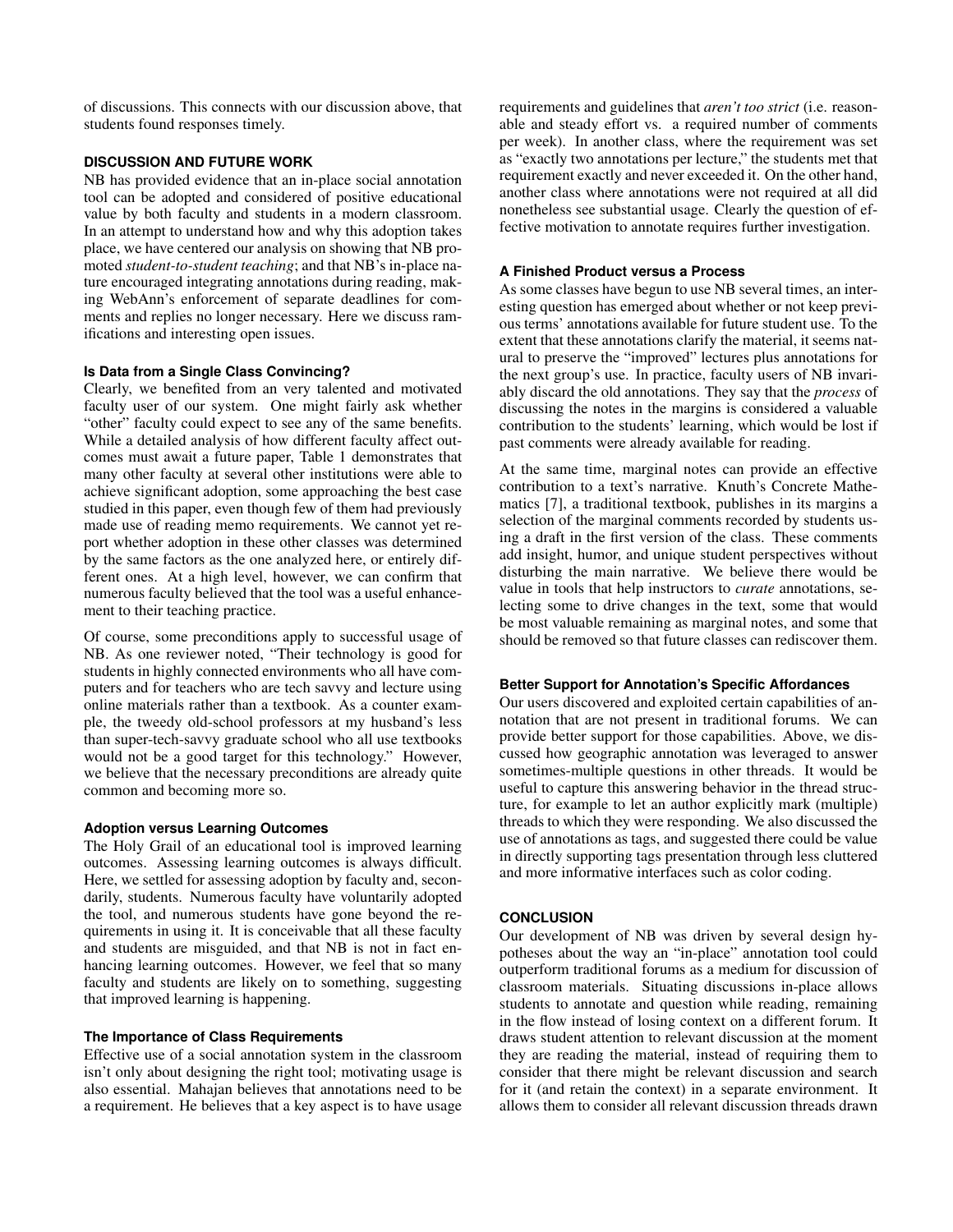of discussions. This connects with our discussion above, that students found responses timely.

## DISCUSSION AND FUTURE WORK

NB has provided evidence that an in-place social annotation tool can be adopted and considered of positive educational value by both faculty and students in a modern classroom. In an attempt to understand how and why this adoption takes place, we have centered our analysis on showing that NB promoted *student-to-student teaching*; and that NB's in-place nature encouraged integrating annotations during reading, making WebAnn's enforcement of separate deadlines for comments and replies no longer necessary. Here we discuss ramifications and interesting open issues.

### Is Data from a Single Class Convincing?

Clearly, we benefited from an very talented and motivated faculty user of our system. One might fairly ask whether "other" faculty could expect to see any of the same benefits. While a detailed analysis of how different faculty affect outcomes must await a future paper, Table 1 demonstrates that many other faculty at several other institutions were able to achieve significant adoption, some approaching the best case studied in this paper, even though few of them had previously made use of reading memo requirements. We cannot yet report whether adoption in these other classes was determined by the same factors as the one analyzed here, or entirely different ones. At a high level, however, we can confirm that numerous faculty believed that the tool was a useful enhancement to their teaching practice.

Of course, some preconditions apply to successful usage of NB. As one reviewer noted, "Their technology is good for students in highly connected environments who all have computers and for teachers who are tech savvy and lecture using online materials rather than a textbook. As a counter example, the tweedy old-school professors at my husband's less than super-tech-savvy graduate school who all use textbooks would not be a good target for this technology." However, we believe that the necessary preconditions are already quite common and becoming more so.

### Adoption versus Learning Outcomes

The Holy Grail of an educational tool is improved learning outcomes. Assessing learning outcomes is always difficult. Here, we settled for assessing adoption by faculty and, secondarily, students. Numerous faculty have voluntarily adopted the tool, and numerous students have gone beyond the requirements in using it. It is conceivable that all these faculty and students are misguided, and that NB is not in fact enhancing learning outcomes. However, we feel that so many faculty and students are likely on to something, suggesting that improved learning is happening.

### The Importance of Class Requirements

Effective use of a social annotation system in the classroom isn't only about designing the right tool; motivating usage is also essential. Mahajan believes that annotations need to be a requirement. He believes that a key aspect is to have usage requirements and guidelines that *aren't too strict* (i.e. reasonable and steady effort vs. a required number of comments per week). In another class, where the requirement was set as "exactly two annotations per lecture," the students met that requirement exactly and never exceeded it. On the other hand, another class where annotations were not required at all did nonetheless see substantial usage. Clearly the question of effective motivation to annotate requires further investigation.

### A Finished Product versus a Process

As some classes have begun to use NB several times, an interesting question has emerged about whether or not keep previous terms' annotations available for future student use. To the extent that these annotations clarify the material, it seems natural to preserve the "improved" lectures plus annotations for the next group's use. In practice, faculty users of NB invariably discard the old annotations. They say that the *process* of discussing the notes in the margins is considered a valuable contribution to the students' learning, which would be lost if past comments were already available for reading.

At the same time, marginal notes can provide an effective contribution to a text's narrative. Knuth's Concrete Mathematics [7], a traditional textbook, publishes in its margins a selection of the marginal comments recorded by students using a draft in the first version of the class. These comments add insight, humor, and unique student perspectives without disturbing the main narrative. We believe there would be value in tools that help instructors to *curate* annotations, selecting some to drive changes in the text, some that would be most valuable remaining as marginal notes, and some that should be removed so that future classes can rediscover them.

### Better Support for Annotation's Specific Affordances

Our users discovered and exploited certain capabilities of annotation that are not present in traditional forums. We can provide better support for those capabilities. Above, we discussed how geographic annotation was leveraged to answer sometimes-multiple questions in other threads. It would be useful to capture this answering behavior in the thread structure, for example to let an author explicitly mark (multiple) threads to which they were responding. We also discussed the use of annotations as tags, and suggested there could be value in directly supporting tags presentation through less cluttered and more informative interfaces such as color coding.

## CONCLUSION

Our development of NB was driven by several design hypotheses about the way an "in-place" annotation tool could outperform traditional forums as a medium for discussion of classroom materials. Situating discussions in-place allows students to annotate and question while reading, remaining in the flow instead of losing context on a different forum. It draws student attention to relevant discussion at the moment they are reading the material, instead of requiring them to consider that there might be relevant discussion and search for it (and retain the context) in a separate environment. It allows them to consider all relevant discussion threads drawn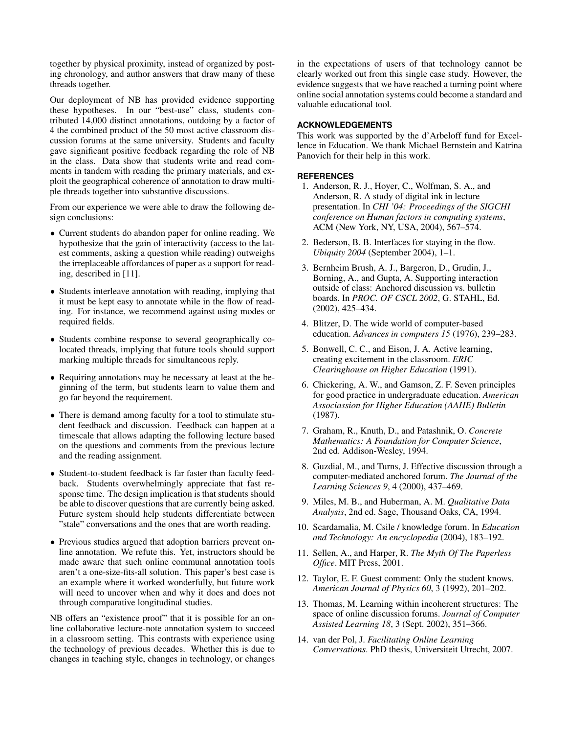together by physical proximity, instead of organized by posting chronology, and author answers that draw many of these threads together.

Our deployment of NB has provided evidence supporting these hypotheses. In our "best-use" class, students contributed 14,000 distinct annotations, outdoing by a factor of 4 the combined product of the 50 most active classroom discussion forums at the same university. Students and faculty gave significant positive feedback regarding the role of NB in the class. Data show that students write and read comments in tandem with reading the primary materials, and exploit the geographical coherence of annotation to draw multiple threads together into substantive discussions.

From our experience we were able to draw the following design conclusions:

- Current students do abandon paper for online reading. We hypothesize that the gain of interactivity (access to the latest comments, asking a question while reading) outweighs the irreplaceable affordances of paper as a support for reading, described in [11].
- Students interleave annotation with reading, implying that it must be kept easy to annotate while in the flow of reading. For instance, we recommend against using modes or required fields.
- Students combine response to several geographically colocated threads, implying that future tools should support marking multiple threads for simultaneous reply.
- Requiring annotations may be necessary at least at the beginning of the term, but students learn to value them and go far beyond the requirement.
- There is demand among faculty for a tool to stimulate student feedback and discussion. Feedback can happen at a timescale that allows adapting the following lecture based on the questions and comments from the previous lecture and the reading assignment.
- Student-to-student feedback is far faster than faculty feedback. Students overwhelmingly appreciate that fast response time. The design implication is that students should be able to discover questions that are currently being asked. Future system should help students differentiate between "stale" conversations and the ones that are worth reading.
- Previous studies argued that adoption barriers prevent online annotation. We refute this. Yet, instructors should be made aware that such online communal annotation tools aren't a one-size-fits-all solution. This paper's best case is an example where it worked wonderfully, but future work will need to uncover when and why it does and does not through comparative longitudinal studies.

NB offers an "existence proof" that it is possible for an online collaborative lecture-note annotation system to succeed in a classroom setting. This contrasts with experience using the technology of previous decades. Whether this is due to changes in teaching style, changes in technology, or changes in the expectations of users of that technology cannot be clearly worked out from this single case study. However, the evidence suggests that we have reached a turning point where online social annotation systems could become a standard and valuable educational tool.

## ACKNOWLEDGEMENTS

This work was supported by the d'Arbeloff fund for Excellence in Education. We thank Michael Bernstein and Katrina Panovich for their help in this work.

## REFERENCES

1. Anderson, R. J., Hoyer, C., Wolfman, S. A., and Anderson, R. A study of digital ink in lecture presentation. In *CHI '04: Proceedings of the SIGCHI conference on Human factors in computing systems*, ACM (New York, NY, USA, 2004), 567–574.
2. Bederson, B. B. Interfaces for staying in the flow. *Ubiquity 2004* (September 2004), 1–1.
3. Bernheim Brush, A. J., Bargeron, D., Grudin, J., Borning, A., and Gupta, A. Supporting interaction outside of class: Anchored discussion vs. bulletin boards. In *PROC. OF CSCL 2002*, G. STAHL, Ed. (2002), 425–434.
4. Blitzer, D. The wide world of computer-based education. *Advances in computers 15* (1976), 239–283.
5. Bonwell, C. C., and Eison, J. A. Active learning, creating excitement in the classroom. *ERIC Clearinghouse on Higher Education* (1991).
6. Chickering, A. W., and Gamson, Z. F. Seven principles for good practice in undergraduate education. *American Associassion for Higher Education (AAHE) Bulletin* (1987).
7. Graham, R., Knuth, D., and Patashnik, O. *Concrete Mathematics: A Foundation for Computer Science*, 2nd ed. Addison-Wesley, 1994.
8. Guzdial, M., and Turns, J. Effective discussion through a computer-mediated anchored forum. *The Journal of the Learning Sciences 9*, 4 (2000), 437–469.
9. Miles, M. B., and Huberman, A. M. *Qualitative Data Analysis*, 2nd ed. Sage, Thousand Oaks, CA, 1994.
10. Scardamalia, M. Csile / knowledge forum. In *Education and Technology: An encyclopedia* (2004), 183–192.
11. Sellen, A., and Harper, R. *The Myth Of The Paperless Office*. MIT Press, 2001.
12. Taylor, E. F. Guest comment: Only the student knows. *American Journal of Physics 60*, 3 (1992), 201–202.
13. Thomas, M. Learning within incoherent structures: The space of online discussion forums. *Journal of Computer Assisted Learning 18*, 3 (Sept. 2002), 351–366.
14. van der Pol, J. *Facilitating Online Learning Conversations*. PhD thesis, Universiteit Utrecht, 2007.